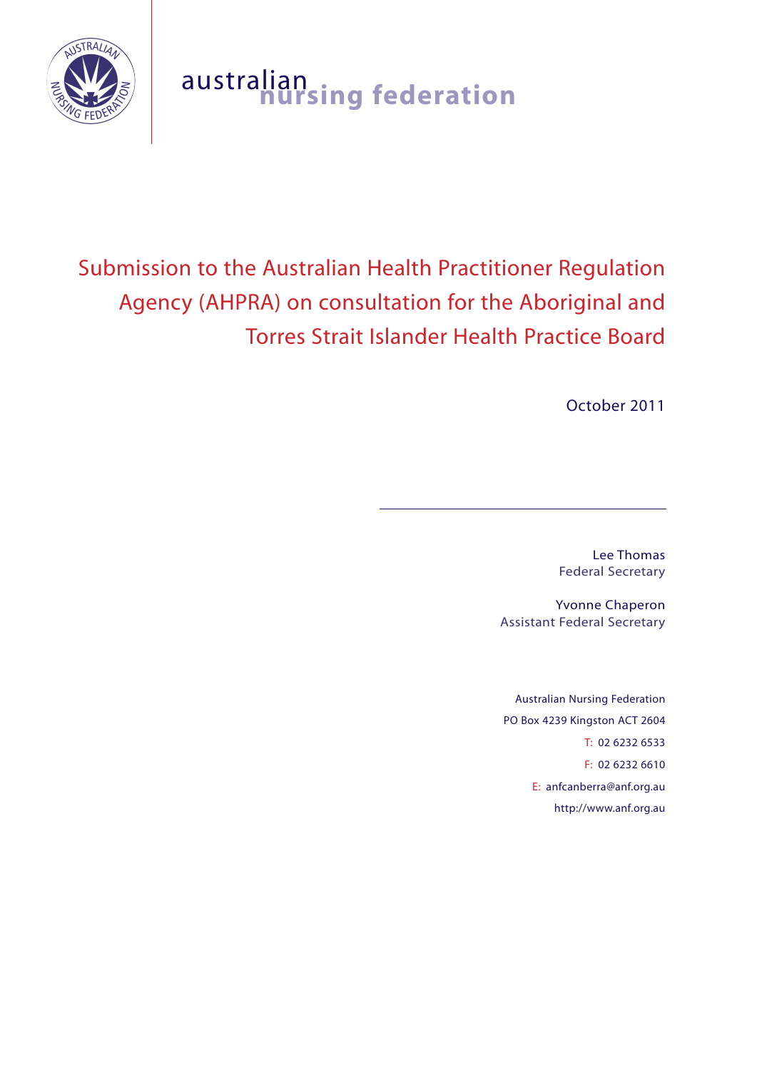australian nursing federation

# Submission to the Australian Health Practitioner Regulation Agency (AHPRA) on consultation for the Aboriginal and Torres Strait Islander Health Practice Board

October 2011

Lee Thomas
Federal Secretary

Yvonne Chaperon
Assistant Federal Secretary

Australian Nursing Federation
PO Box 4239 Kingston ACT 2604
T: 02 6232 6533
F: 02 6232 6610
E: anfcanberra@anf.org.au
http://www.anf.org.au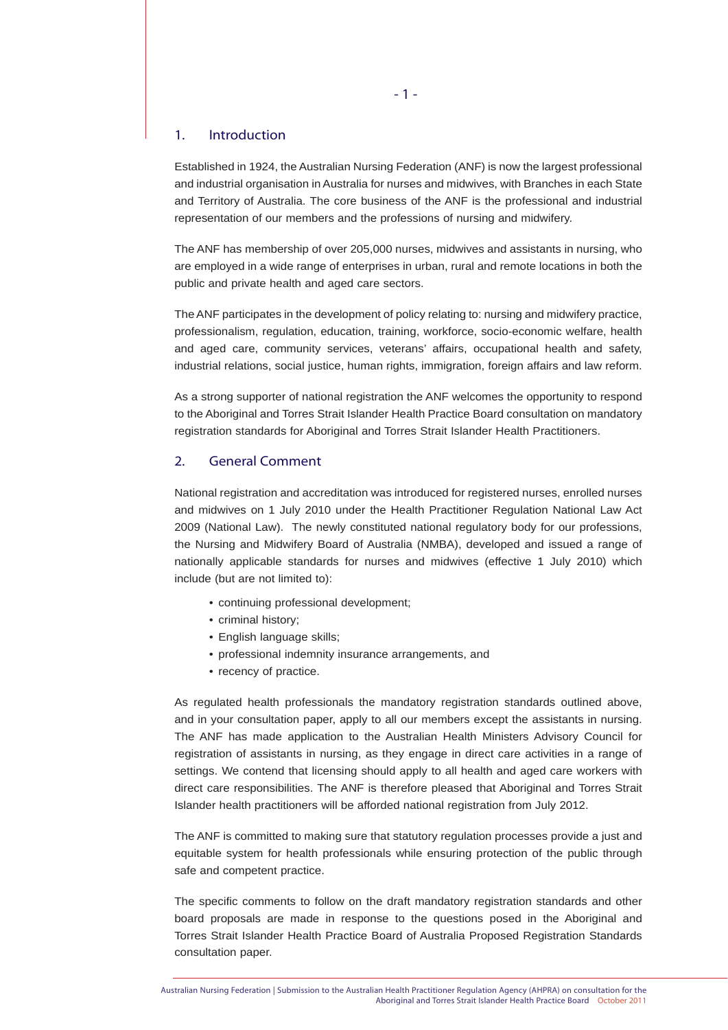## 1. Introduction

Established in 1924, the Australian Nursing Federation (ANF) is now the largest professional and industrial organisation in Australia for nurses and midwives, with Branches in each State and Territory of Australia. The core business of the ANF is the professional and industrial representation of our members and the professions of nursing and midwifery.

The ANF has membership of over 205,000 nurses, midwives and assistants in nursing, who are employed in a wide range of enterprises in urban, rural and remote locations in both the public and private health and aged care sectors.

The ANF participates in the development of policy relating to: nursing and midwifery practice, professionalism, regulation, education, training, workforce, socio-economic welfare, health and aged care, community services, veterans' affairs, occupational health and safety, industrial relations, social justice, human rights, immigration, foreign affairs and law reform.

As a strong supporter of national registration the ANF welcomes the opportunity to respond to the Aboriginal and Torres Strait Islander Health Practice Board consultation on mandatory registration standards for Aboriginal and Torres Strait Islander Health Practitioners.

## 2. General Comment

National registration and accreditation was introduced for registered nurses, enrolled nurses and midwives on 1 July 2010 under the Health Practitioner Regulation National Law Act 2009 (National Law). The newly constituted national regulatory body for our professions, the Nursing and Midwifery Board of Australia (NMBA), developed and issued a range of nationally applicable standards for nurses and midwives (effective 1 July 2010) which include (but are not limited to):

- continuing professional development;
- criminal history;
- English language skills;
- professional indemnity insurance arrangements, and
- recency of practice.

As regulated health professionals the mandatory registration standards outlined above, and in your consultation paper, apply to all our members except the assistants in nursing. The ANF has made application to the Australian Health Ministers Advisory Council for registration of assistants in nursing, as they engage in direct care activities in a range of settings. We contend that licensing should apply to all health and aged care workers with direct care responsibilities. The ANF is therefore pleased that Aboriginal and Torres Strait Islander health practitioners will be afforded national registration from July 2012.

The ANF is committed to making sure that statutory regulation processes provide a just and equitable system for health professionals while ensuring protection of the public through safe and competent practice.

The specific comments to follow on the draft mandatory registration standards and other board proposals are made in response to the questions posed in the Aboriginal and Torres Strait Islander Health Practice Board of Australia Proposed Registration Standards consultation paper.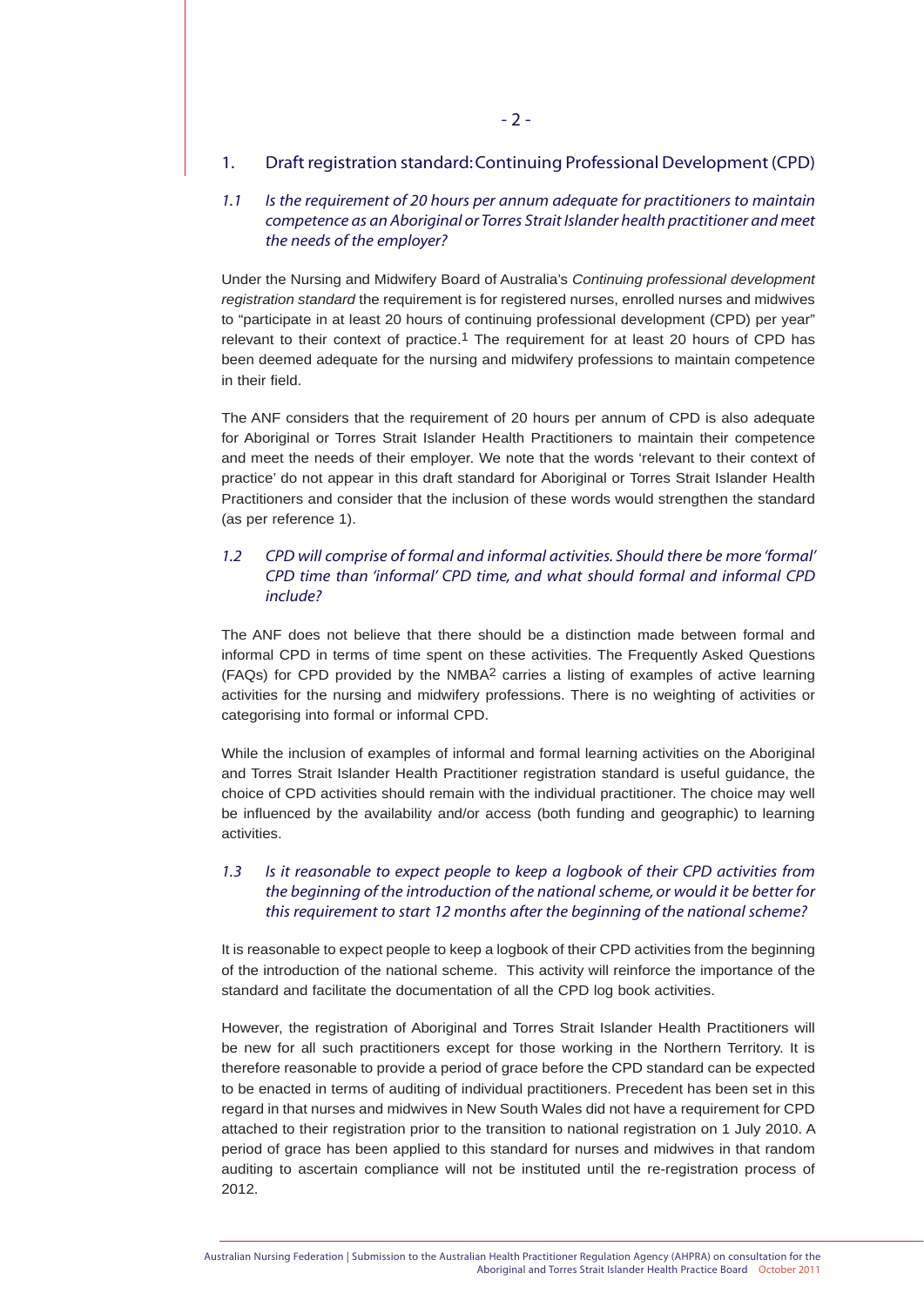## 1. Draft registration standard: Continuing Professional Development (CPD)

### *1.1 Is the requirement of 20 hours per annum adequate for practitioners to maintain competence as an Aboriginal or Torres Strait Islander health practitioner and meet the needs of the employer?*

Under the Nursing and Midwifery Board of Australia's *Continuing professional development registration standard* the requirement is for registered nurses, enrolled nurses and midwives to "participate in at least 20 hours of continuing professional development (CPD) per year" relevant to their context of practice.[1] The requirement for at least 20 hours of CPD has been deemed adequate for the nursing and midwifery professions to maintain competence in their field.

The ANF considers that the requirement of 20 hours per annum of CPD is also adequate for Aboriginal or Torres Strait Islander Health Practitioners to maintain their competence and meet the needs of their employer. We note that the words 'relevant to their context of practice' do not appear in this draft standard for Aboriginal or Torres Strait Islander Health Practitioners and consider that the inclusion of these words would strengthen the standard (as per reference 1).

### *1.2 CPD will comprise of formal and informal activities. Should there be more 'formal' CPD time than 'informal' CPD time, and what should formal and informal CPD include?*

The ANF does not believe that there should be a distinction made between formal and informal CPD in terms of time spent on these activities. The Frequently Asked Questions (FAQs) for CPD provided by the NMBA[2] carries a listing of examples of active learning activities for the nursing and midwifery professions. There is no weighting of activities or categorising into formal or informal CPD.

While the inclusion of examples of informal and formal learning activities on the Aboriginal and Torres Strait Islander Health Practitioner registration standard is useful guidance, the choice of CPD activities should remain with the individual practitioner. The choice may well be influenced by the availability and/or access (both funding and geographic) to learning activities.

### *1.3 Is it reasonable to expect people to keep a logbook of their CPD activities from the beginning of the introduction of the national scheme, or would it be better for this requirement to start 12 months after the beginning of the national scheme?*

It is reasonable to expect people to keep a logbook of their CPD activities from the beginning of the introduction of the national scheme. This activity will reinforce the importance of the standard and facilitate the documentation of all the CPD log book activities.

However, the registration of Aboriginal and Torres Strait Islander Health Practitioners will be new for all such practitioners except for those working in the Northern Territory. It is therefore reasonable to provide a period of grace before the CPD standard can be expected to be enacted in terms of auditing of individual practitioners. Precedent has been set in this regard in that nurses and midwives in New South Wales did not have a requirement for CPD attached to their registration prior to the transition to national registration on 1 July 2010. A period of grace has been applied to this standard for nurses and midwives in that random auditing to ascertain compliance will not be instituted until the re-registration process of 2012.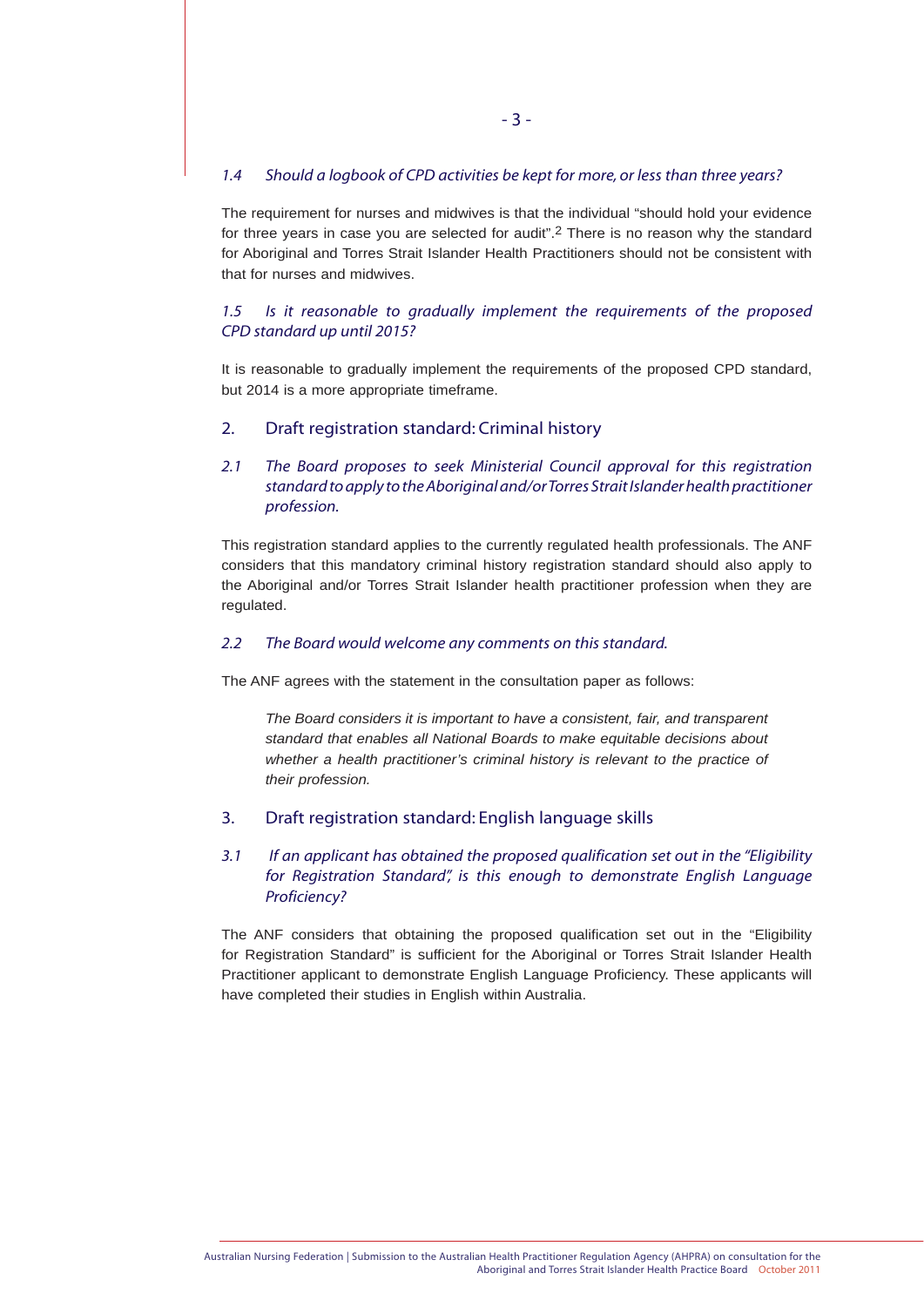*1.4 Should a logbook of CPD activities be kept for more, or less than three years?*

The requirement for nurses and midwives is that the individual "should hold your evidence for three years in case you are selected for audit".[2] There is no reason why the standard for Aboriginal and Torres Strait Islander Health Practitioners should not be consistent with that for nurses and midwives.

*1.5 Is it reasonable to gradually implement the requirements of the proposed CPD standard up until 2015?*

It is reasonable to gradually implement the requirements of the proposed CPD standard, but 2014 is a more appropriate timeframe.

## 2. Draft registration standard: Criminal history

*2.1 The Board proposes to seek Ministerial Council approval for this registration standard to apply to the Aboriginal and/or Torres Strait Islander health practitioner profession.*

This registration standard applies to the currently regulated health professionals. The ANF considers that this mandatory criminal history registration standard should also apply to the Aboriginal and/or Torres Strait Islander health practitioner profession when they are regulated.

*2.2 The Board would welcome any comments on this standard.*

The ANF agrees with the statement in the consultation paper as follows:

> *The Board considers it is important to have a consistent, fair, and transparent standard that enables all National Boards to make equitable decisions about whether a health practitioner's criminal history is relevant to the practice of their profession.*

## 3. Draft registration standard: English language skills

*3.1 If an applicant has obtained the proposed qualification set out in the "Eligibility for Registration Standard", is this enough to demonstrate English Language Proficiency?*

The ANF considers that obtaining the proposed qualification set out in the "Eligibility for Registration Standard" is sufficient for the Aboriginal or Torres Strait Islander Health Practitioner applicant to demonstrate English Language Proficiency. These applicants will have completed their studies in English within Australia.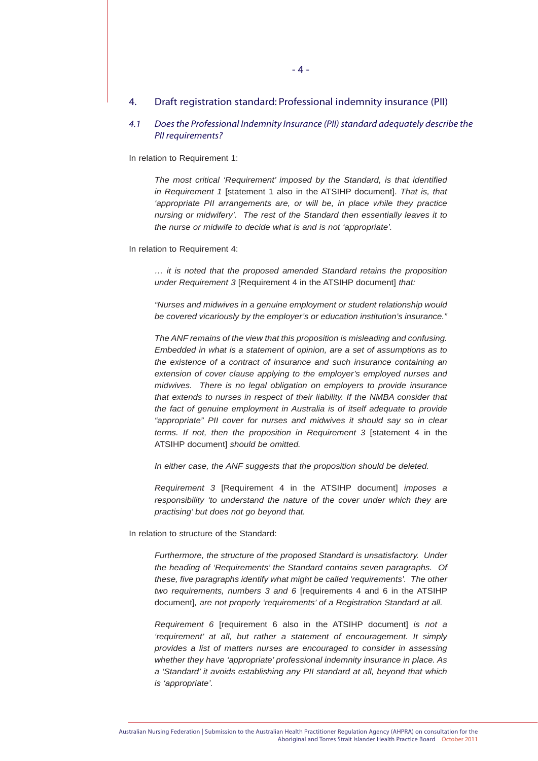## 4. Draft registration standard: Professional indemnity insurance (PII)

### *4.1 Does the Professional Indemnity Insurance (PII) standard adequately describe the PII requirements?*

In relation to Requirement 1:

> *The most critical 'Requirement' imposed by the Standard, is that identified in Requirement 1* [statement 1 also in the ATSIHP document]. *That is, that 'appropriate PII arrangements are, or will be, in place while they practice nursing or midwifery'. The rest of the Standard then essentially leaves it to the nurse or midwife to decide what is and is not 'appropriate'.*

In relation to Requirement 4:

> *… it is noted that the proposed amended Standard retains the proposition under Requirement 3* [Requirement 4 in the ATSIHP document] *that:*
>
> *"Nurses and midwives in a genuine employment or student relationship would be covered vicariously by the employer's or education institution's insurance."*
>
> *The ANF remains of the view that this proposition is misleading and confusing. Embedded in what is a statement of opinion, are a set of assumptions as to the existence of a contract of insurance and such insurance containing an extension of cover clause applying to the employer's employed nurses and midwives. There is no legal obligation on employers to provide insurance that extends to nurses in respect of their liability. If the NMBA consider that the fact of genuine employment in Australia is of itself adequate to provide "appropriate" PII cover for nurses and midwives it should say so in clear terms. If not, then the proposition in Requirement 3* [statement 4 in the ATSIHP document] *should be omitted.*
>
> *In either case, the ANF suggests that the proposition should be deleted.*
>
> *Requirement 3* [Requirement 4 in the ATSIHP document] *imposes a responsibility 'to understand the nature of the cover under which they are practising' but does not go beyond that.*

In relation to structure of the Standard:

> *Furthermore, the structure of the proposed Standard is unsatisfactory. Under the heading of 'Requirements' the Standard contains seven paragraphs. Of these, five paragraphs identify what might be called 'requirements'. The other two requirements, numbers 3 and 6* [requirements 4 and 6 in the ATSIHP document]*, are not properly 'requirements' of a Registration Standard at all.*
>
> *Requirement 6* [requirement 6 also in the ATSIHP document] *is not a 'requirement' at all, but rather a statement of encouragement. It simply provides a list of matters nurses are encouraged to consider in assessing whether they have 'appropriate' professional indemnity insurance in place. As a 'Standard' it avoids establishing any PII standard at all, beyond that which is 'appropriate'.*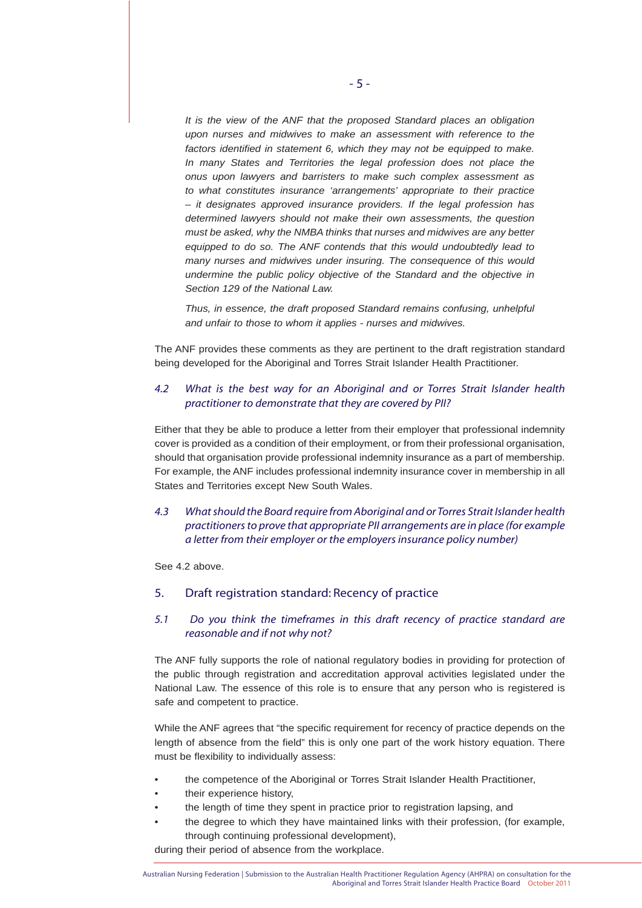*It is the view of the ANF that the proposed Standard places an obligation upon nurses and midwives to make an assessment with reference to the factors identified in statement 6, which they may not be equipped to make. In many States and Territories the legal profession does not place the onus upon lawyers and barristers to make such complex assessment as to what constitutes insurance 'arrangements' appropriate to their practice – it designates approved insurance providers. If the legal profession has determined lawyers should not make their own assessments, the question must be asked, why the NMBA thinks that nurses and midwives are any better equipped to do so. The ANF contends that this would undoubtedly lead to many nurses and midwives under insuring. The consequence of this would undermine the public policy objective of the Standard and the objective in Section 129 of the National Law.*

*Thus, in essence, the draft proposed Standard remains confusing, unhelpful and unfair to those to whom it applies - nurses and midwives.*

The ANF provides these comments as they are pertinent to the draft registration standard being developed for the Aboriginal and Torres Strait Islander Health Practitioner.

### *4.2 What is the best way for an Aboriginal and or Torres Strait Islander health practitioner to demonstrate that they are covered by PII?*

Either that they be able to produce a letter from their employer that professional indemnity cover is provided as a condition of their employment, or from their professional organisation, should that organisation provide professional indemnity insurance as a part of membership. For example, the ANF includes professional indemnity insurance cover in membership in all States and Territories except New South Wales.

### *4.3 What should the Board require from Aboriginal and or Torres Strait Islander health practitioners to prove that appropriate PII arrangements are in place (for example a letter from their employer or the employers insurance policy number)*

See 4.2 above.

## 5. Draft registration standard: Recency of practice

### *5.1 Do you think the timeframes in this draft recency of practice standard are reasonable and if not why not?*

The ANF fully supports the role of national regulatory bodies in providing for protection of the public through registration and accreditation approval activities legislated under the National Law. The essence of this role is to ensure that any person who is registered is safe and competent to practice.

While the ANF agrees that "the specific requirement for recency of practice depends on the length of absence from the field" this is only one part of the work history equation. There must be flexibility to individually assess:

- the competence of the Aboriginal or Torres Strait Islander Health Practitioner,
- their experience history,
- the length of time they spent in practice prior to registration lapsing, and
- the degree to which they have maintained links with their profession, (for example, through continuing professional development),

during their period of absence from the workplace.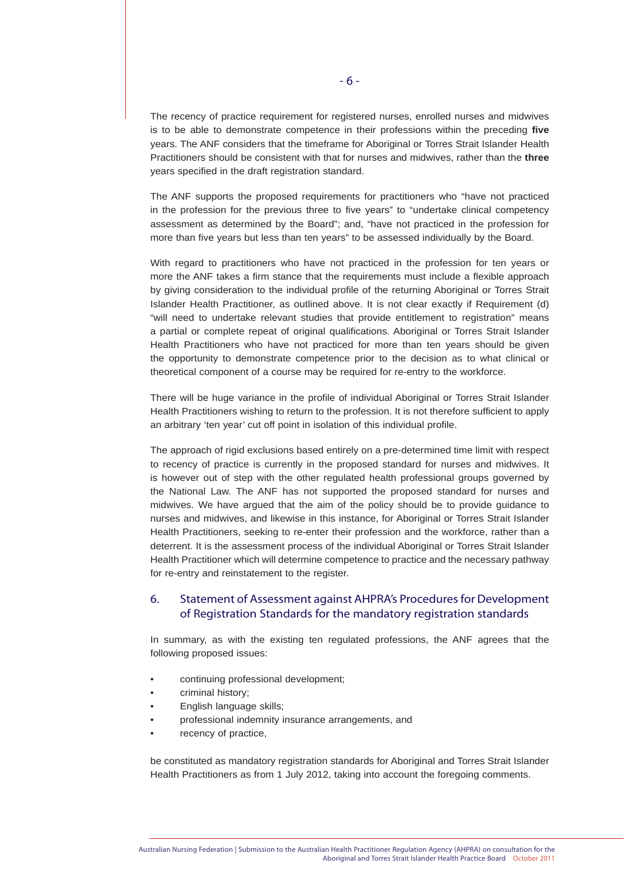The recency of practice requirement for registered nurses, enrolled nurses and midwives is to be able to demonstrate competence in their professions within the preceding **five** years. The ANF considers that the timeframe for Aboriginal or Torres Strait Islander Health Practitioners should be consistent with that for nurses and midwives, rather than the **three** years specified in the draft registration standard.

The ANF supports the proposed requirements for practitioners who "have not practiced in the profession for the previous three to five years" to "undertake clinical competency assessment as determined by the Board"; and, "have not practiced in the profession for more than five years but less than ten years" to be assessed individually by the Board.

With regard to practitioners who have not practiced in the profession for ten years or more the ANF takes a firm stance that the requirements must include a flexible approach by giving consideration to the individual profile of the returning Aboriginal or Torres Strait Islander Health Practitioner, as outlined above. It is not clear exactly if Requirement (d) "will need to undertake relevant studies that provide entitlement to registration" means a partial or complete repeat of original qualifications. Aboriginal or Torres Strait Islander Health Practitioners who have not practiced for more than ten years should be given the opportunity to demonstrate competence prior to the decision as to what clinical or theoretical component of a course may be required for re-entry to the workforce.

There will be huge variance in the profile of individual Aboriginal or Torres Strait Islander Health Practitioners wishing to return to the profession. It is not therefore sufficient to apply an arbitrary 'ten year' cut off point in isolation of this individual profile.

The approach of rigid exclusions based entirely on a pre-determined time limit with respect to recency of practice is currently in the proposed standard for nurses and midwives. It is however out of step with the other regulated health professional groups governed by the National Law. The ANF has not supported the proposed standard for nurses and midwives. We have argued that the aim of the policy should be to provide guidance to nurses and midwives, and likewise in this instance, for Aboriginal or Torres Strait Islander Health Practitioners, seeking to re-enter their profession and the workforce, rather than a deterrent. It is the assessment process of the individual Aboriginal or Torres Strait Islander Health Practitioner which will determine competence to practice and the necessary pathway for re-entry and reinstatement to the register.

## 6. Statement of Assessment against AHPRA's Procedures for Development of Registration Standards for the mandatory registration standards

In summary, as with the existing ten regulated professions, the ANF agrees that the following proposed issues:

- continuing professional development;
- criminal history;
- English language skills;
- professional indemnity insurance arrangements, and
- recency of practice,

be constituted as mandatory registration standards for Aboriginal and Torres Strait Islander Health Practitioners as from 1 July 2012, taking into account the foregoing comments.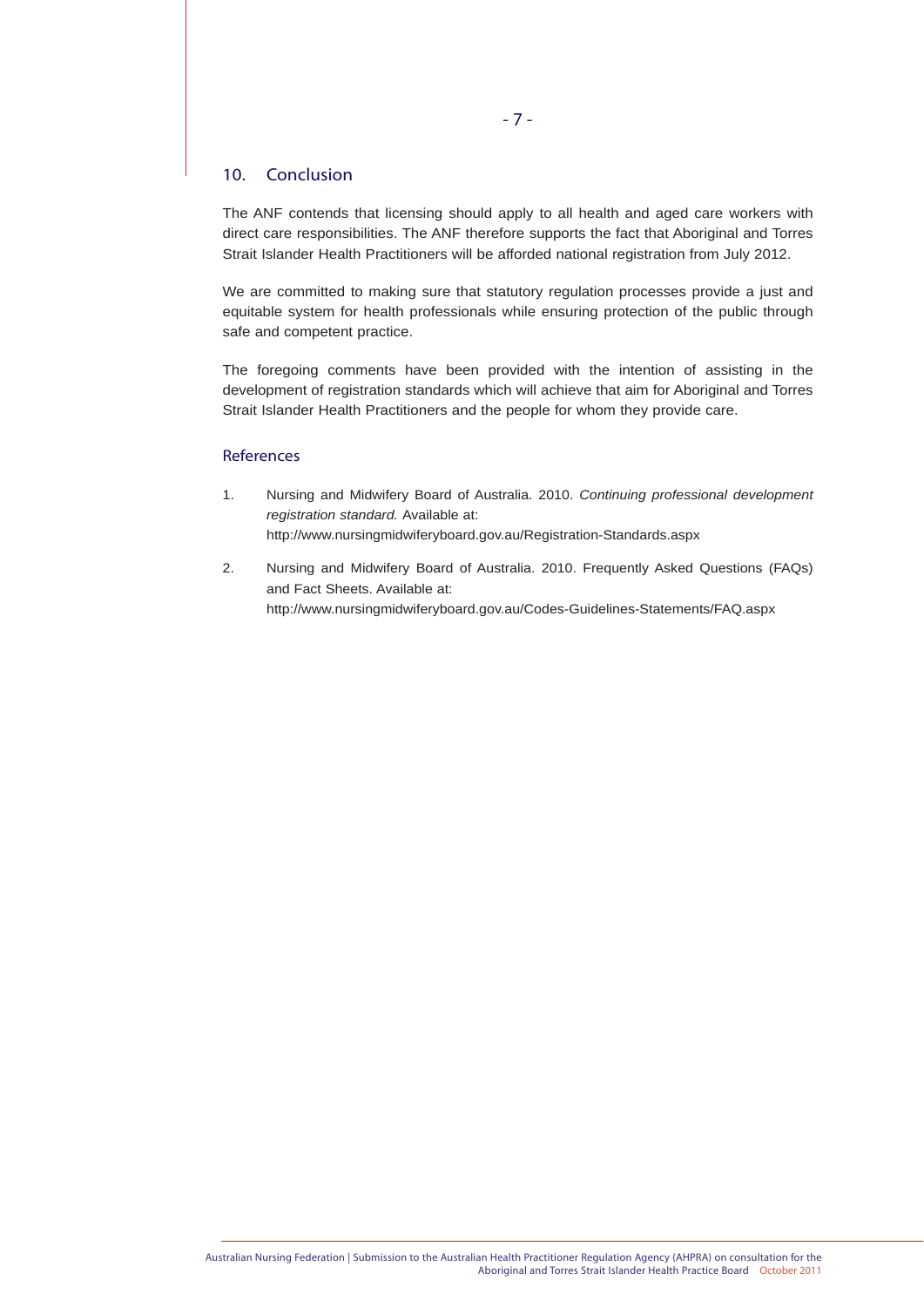## 10. Conclusion

The ANF contends that licensing should apply to all health and aged care workers with direct care responsibilities. The ANF therefore supports the fact that Aboriginal and Torres Strait Islander Health Practitioners will be afforded national registration from July 2012.

We are committed to making sure that statutory regulation processes provide a just and equitable system for health professionals while ensuring protection of the public through safe and competent practice.

The foregoing comments have been provided with the intention of assisting in the development of registration standards which will achieve that aim for Aboriginal and Torres Strait Islander Health Practitioners and the people for whom they provide care.

### References

1. Nursing and Midwifery Board of Australia. 2010. *Continuing professional development registration standard.* Available at: http://www.nursingmidwiferyboard.gov.au/Registration-Standards.aspx

2. Nursing and Midwifery Board of Australia. 2010. Frequently Asked Questions (FAQs) and Fact Sheets. Available at: http://www.nursingmidwiferyboard.gov.au/Codes-Guidelines-Statements/FAQ.aspx